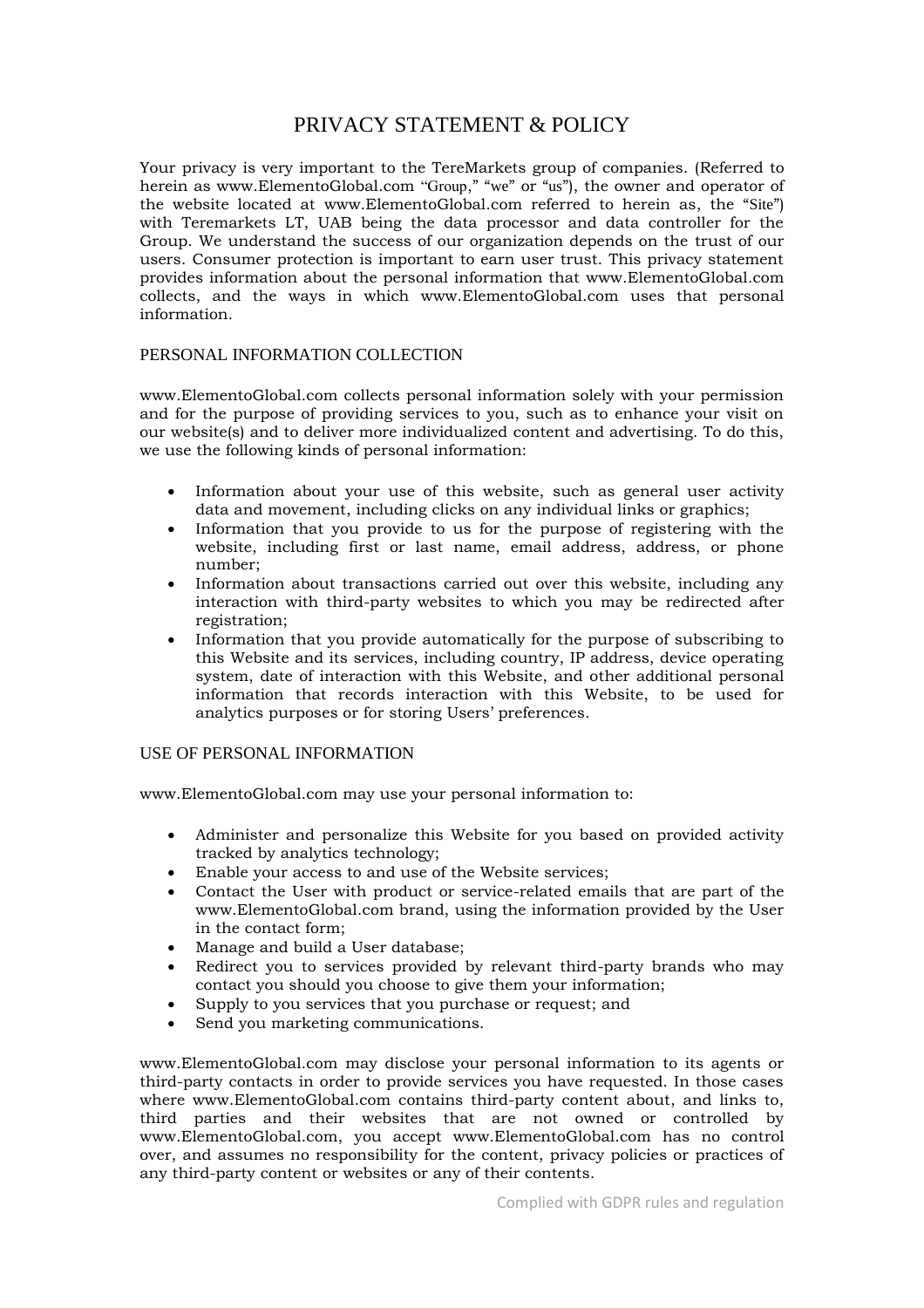# PRIVACY STATEMENT & POLICY

Your privacy is very important to the TereMarkets group of companies. (Referred to herein as www.ElementoGlobal.com "Group," "we" or "us"), the owner and operator of the website located at www.ElementoGlobal.com referred to herein as, the "Site") with Teremarkets LT, UAB being the data processor and data controller for the Group. We understand the success of our organization depends on the trust of our users. Consumer protection is important to earn user trust. This privacy statement provides information about the personal information that www.ElementoGlobal.com collects, and the ways in which www.ElementoGlobal.com uses that personal information.

## PERSONAL INFORMATION COLLECTION

www.ElementoGlobal.com collects personal information solely with your permission and for the purpose of providing services to you, such as to enhance your visit on our website(s) and to deliver more individualized content and advertising. To do this, we use the following kinds of personal information:

- Information about your use of this website, such as general user activity data and movement, including clicks on any individual links or graphics;
- Information that you provide to us for the purpose of registering with the website, including first or last name, email address, address, or phone number;
- Information about transactions carried out over this website, including any interaction with third-party websites to which you may be redirected after registration;
- Information that you provide automatically for the purpose of subscribing to this Website and its services, including country, IP address, device operating system, date of interaction with this Website, and other additional personal information that records interaction with this Website, to be used for analytics purposes or for storing Users' preferences.

## USE OF PERSONAL INFORMATION

www.ElementoGlobal.com may use your personal information to:

- Administer and personalize this Website for you based on provided activity tracked by analytics technology;
- Enable your access to and use of the Website services;
- Contact the User with product or service-related emails that are part of the www.ElementoGlobal.com brand, using the information provided by the User in the contact form;
- Manage and build a User database;
- Redirect you to services provided by relevant third-party brands who may contact you should you choose to give them your information;
- Supply to you services that you purchase or request; and
- Send you marketing communications.

www.ElementoGlobal.com may disclose your personal information to its agents or third-party contacts in order to provide services you have requested. In those cases where www.ElementoGlobal.com contains third-party content about, and links to, third parties and their websites that are not owned or controlled by www.ElementoGlobal.com, you accept www.ElementoGlobal.com has no control over, and assumes no responsibility for the content, privacy policies or practices of any third-party content or websites or any of their contents.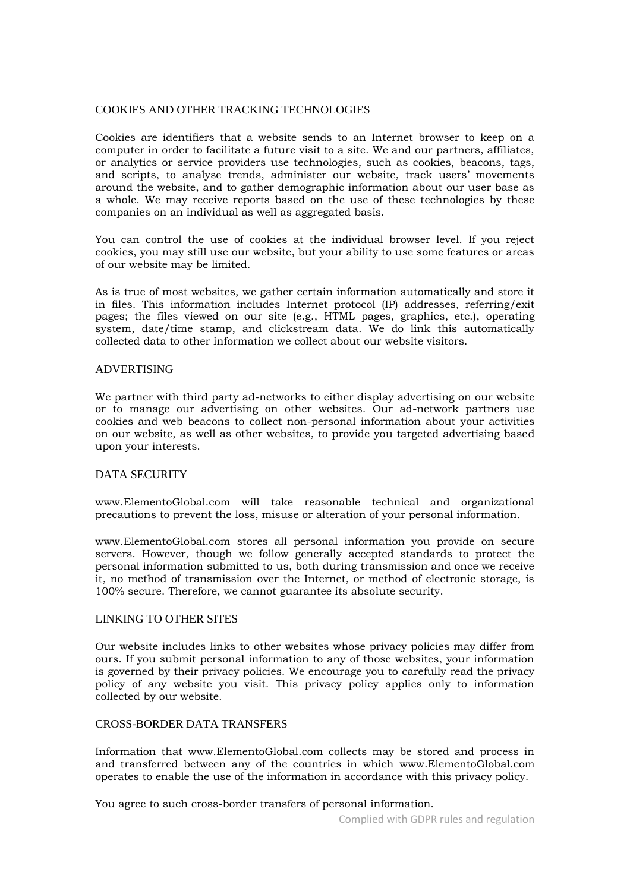## COOKIES AND OTHER TRACKING TECHNOLOGIES

Cookies are identifiers that a website sends to an Internet browser to keep on a computer in order to facilitate a future visit to a site. We and our partners, affiliates, or analytics or service providers use technologies, such as cookies, beacons, tags, and scripts, to analyse trends, administer our website, track users' movements around the website, and to gather demographic information about our user base as a whole. We may receive reports based on the use of these technologies by these companies on an individual as well as aggregated basis.

You can control the use of cookies at the individual browser level. If you reject cookies, you may still use our website, but your ability to use some features or areas of our website may be limited.

As is true of most websites, we gather certain information automatically and store it in files. This information includes Internet protocol (IP) addresses, referring/exit pages; the files viewed on our site (e.g., HTML pages, graphics, etc.), operating system, date/time stamp, and clickstream data. We do link this automatically collected data to other information we collect about our website visitors.

## ADVERTISING

We partner with third party ad-networks to either display advertising on our website or to manage our advertising on other websites. Our ad-network partners use cookies and web beacons to collect non-personal information about your activities on our website, as well as other websites, to provide you targeted advertising based upon your interests.

## DATA SECURITY

www.ElementoGlobal.com will take reasonable technical and organizational precautions to prevent the loss, misuse or alteration of your personal information.

www.ElementoGlobal.com stores all personal information you provide on secure servers. However, though we follow generally accepted standards to protect the personal information submitted to us, both during transmission and once we receive it, no method of transmission over the Internet, or method of electronic storage, is 100% secure. Therefore, we cannot guarantee its absolute security.

## LINKING TO OTHER SITES

Our website includes links to other websites whose privacy policies may differ from ours. If you submit personal information to any of those websites, your information is governed by their privacy policies. We encourage you to carefully read the privacy policy of any website you visit. This privacy policy applies only to information collected by our website.

## CROSS-BORDER DATA TRANSFERS

Information that www.ElementoGlobal.com collects may be stored and process in and transferred between any of the countries in which www.ElementoGlobal.com operates to enable the use of the information in accordance with this privacy policy.

You agree to such cross-border transfers of personal information.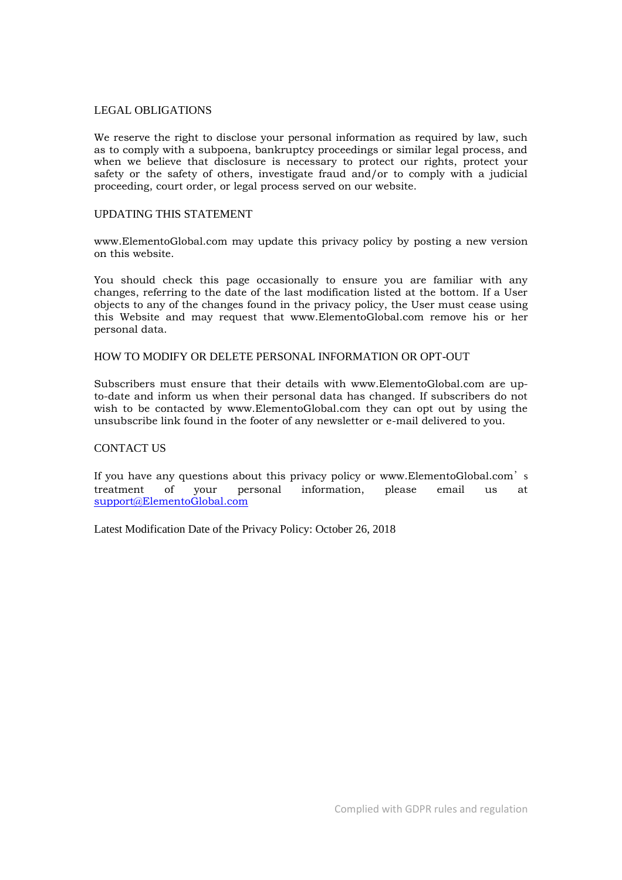## LEGAL OBLIGATIONS

We reserve the right to disclose your personal information as required by law, such as to comply with a subpoena, bankruptcy proceedings or similar legal process, and when we believe that disclosure is necessary to protect our rights, protect your safety or the safety of others, investigate fraud and/or to comply with a judicial proceeding, court order, or legal process served on our website.

## UPDATING THIS STATEMENT

www.ElementoGlobal.com may update this privacy policy by posting a new version on this website.

You should check this page occasionally to ensure you are familiar with any changes, referring to the date of the last modification listed at the bottom. If a User objects to any of the changes found in the privacy policy, the User must cease using this Website and may request that www.ElementoGlobal.com remove his or her personal data.

## HOW TO MODIFY OR DELETE PERSONAL INFORMATION OR OPT-OUT

Subscribers must ensure that their details with www.ElementoGlobal.com are up-to-date and inform us when their personal data has changed. If subscribers do not wish to be contacted by www.ElementoGlobal.com they can opt out by using the unsubscribe link found in the footer of any newsletter or e-mail delivered to you.

## CONTACT US

If you have any questions about this privacy policy or www.ElementoGlobal.com’s treatment of your personal information, please email us at support@ElementoGlobal.com

Latest Modification Date of the Privacy Policy: October 26, 2018

Complied with GDPR rules and regulation